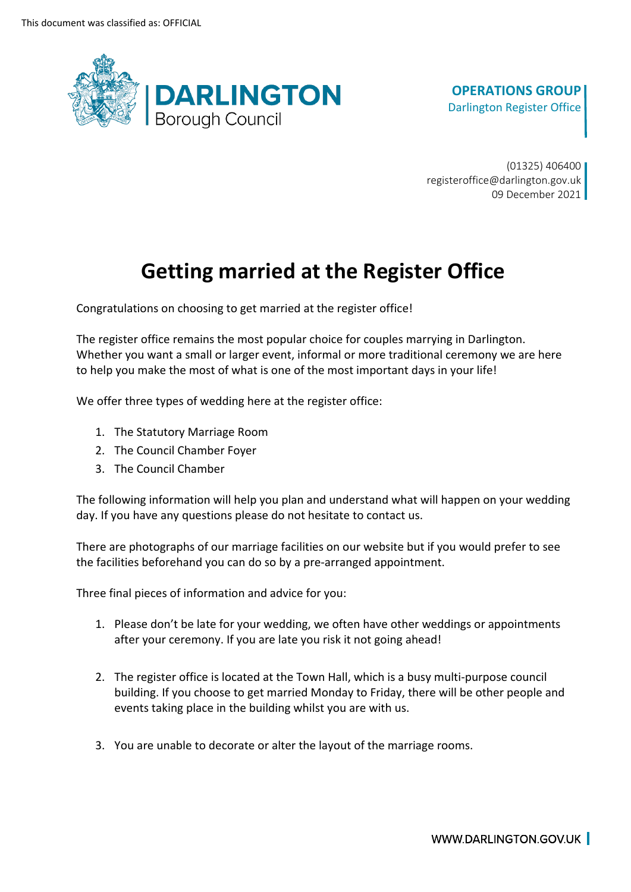This document was classified as: OFFICIAL

DARLINGTON Borough Council

**OPERATIONS GROUP**
Darlington Register Office

(01325) 406400
registeroffice@darlington.gov.uk
09 December 2021

# Getting married at the Register Office

Congratulations on choosing to get married at the register office!

The register office remains the most popular choice for couples marrying in Darlington. Whether you want a small or larger event, informal or more traditional ceremony we are here to help you make the most of what is one of the most important days in your life!

We offer three types of wedding here at the register office:

1. The Statutory Marriage Room
2. The Council Chamber Foyer
3. The Council Chamber

The following information will help you plan and understand what will happen on your wedding day. If you have any questions please do not hesitate to contact us.

There are photographs of our marriage facilities on our website but if you would prefer to see the facilities beforehand you can do so by a pre-arranged appointment.

Three final pieces of information and advice for you:

1. Please don't be late for your wedding, we often have other weddings or appointments after your ceremony. If you are late you risk it not going ahead!

2. The register office is located at the Town Hall, which is a busy multi-purpose council building. If you choose to get married Monday to Friday, there will be other people and events taking place in the building whilst you are with us.

3. You are unable to decorate or alter the layout of the marriage rooms.

WWW.DARLINGTON.GOV.UK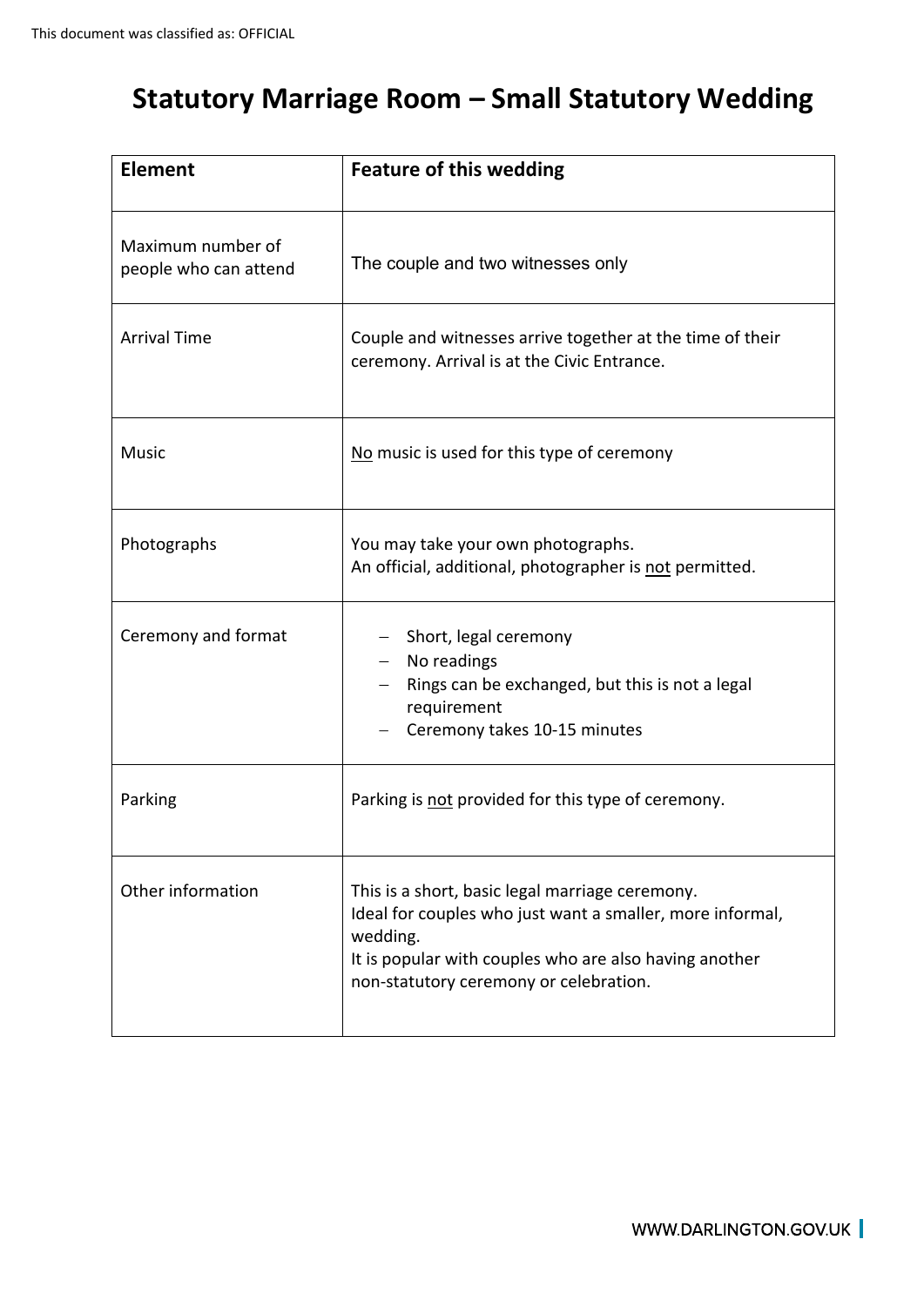# Statutory Marriage Room – Small Statutory Wedding

| Element | Feature of this wedding |
|---|---|
| Maximum number of people who can attend | The couple and two witnesses only |
| Arrival Time | Couple and witnesses arrive together at the time of their ceremony. Arrival is at the Civic Entrance. |
| Music | No music is used for this type of ceremony |
| Photographs | You may take your own photographs.<br>An official, additional, photographer is not permitted. |
| Ceremony and format | – Short, legal ceremony<br>– No readings<br>– Rings can be exchanged, but this is not a legal requirement<br>– Ceremony takes 10-15 minutes |
| Parking | Parking is not provided for this type of ceremony. |
| Other information | This is a short, basic legal marriage ceremony.<br>Ideal for couples who just want a smaller, more informal, wedding.<br>It is popular with couples who are also having another non-statutory ceremony or celebration. |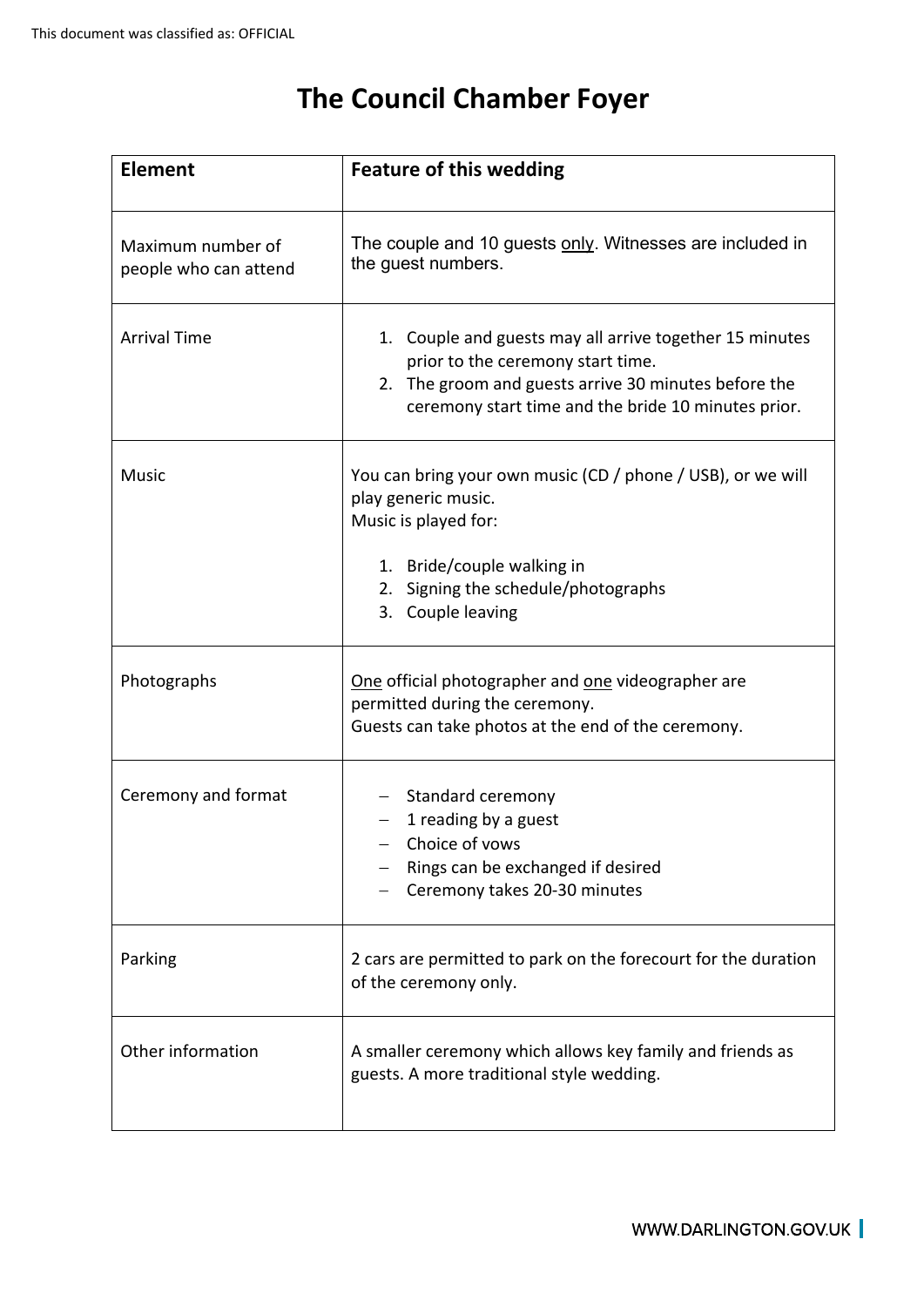# The Council Chamber Foyer

| Element | Feature of this wedding |
|---|---|
| Maximum number of people who can attend | The couple and 10 guests <u>only</u>. Witnesses are included in the guest numbers. |
| Arrival Time | 1. Couple and guests may all arrive together 15 minutes prior to the ceremony start time.<br>2. The groom and guests arrive 30 minutes before the ceremony start time and the bride 10 minutes prior. |
| Music | You can bring your own music (CD / phone / USB), or we will play generic music.<br>Music is played for:<br><br>1. Bride/couple walking in<br>2. Signing the schedule/photographs<br>3. Couple leaving |
| Photographs | <u>One</u> official photographer and <u>one</u> videographer are permitted during the ceremony.<br>Guests can take photos at the end of the ceremony. |
| Ceremony and format | – Standard ceremony<br>– 1 reading by a guest<br>– Choice of vows<br>– Rings can be exchanged if desired<br>– Ceremony takes 20-30 minutes |
| Parking | 2 cars are permitted to park on the forecourt for the duration of the ceremony only. |
| Other information | A smaller ceremony which allows key family and friends as guests. A more traditional style wedding. |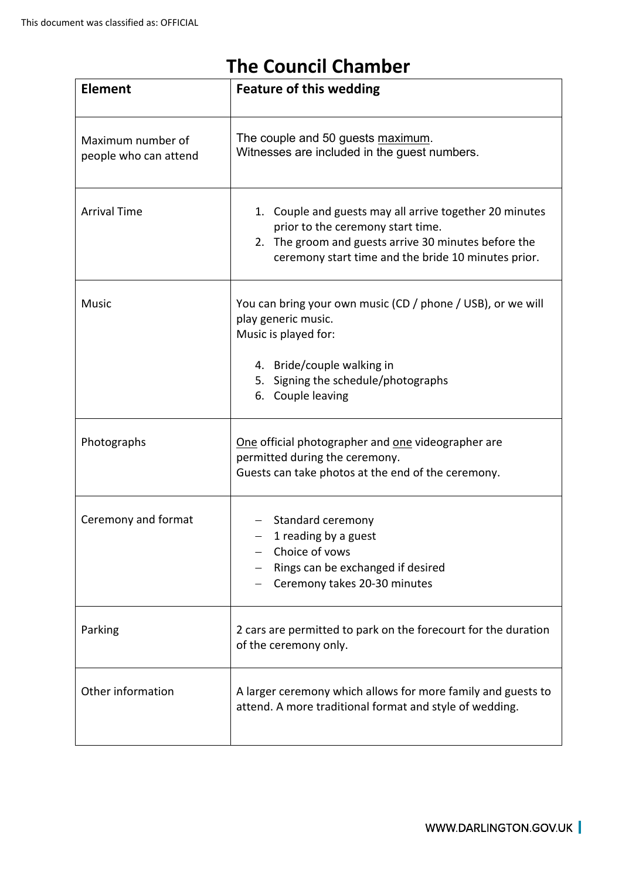# The Council Chamber

| Element | Feature of this wedding |
|---|---|
| Maximum number of people who can attend | The couple and 50 guests <u>maximum</u>.<br>Witnesses are included in the guest numbers. |
| Arrival Time | 1. Couple and guests may all arrive together 20 minutes prior to the ceremony start time.<br>2. The groom and guests arrive 30 minutes before the ceremony start time and the bride 10 minutes prior. |
| Music | You can bring your own music (CD / phone / USB), or we will play generic music.<br>Music is played for:<br>4. Bride/couple walking in<br>5. Signing the schedule/photographs<br>6. Couple leaving |
| Photographs | <u>One</u> official photographer and <u>one</u> videographer are permitted during the ceremony.<br>Guests can take photos at the end of the ceremony. |
| Ceremony and format | – Standard ceremony<br>– 1 reading by a guest<br>– Choice of vows<br>– Rings can be exchanged if desired<br>– Ceremony takes 20-30 minutes |
| Parking | 2 cars are permitted to park on the forecourt for the duration of the ceremony only. |
| Other information | A larger ceremony which allows for more family and guests to attend. A more traditional format and style of wedding. |